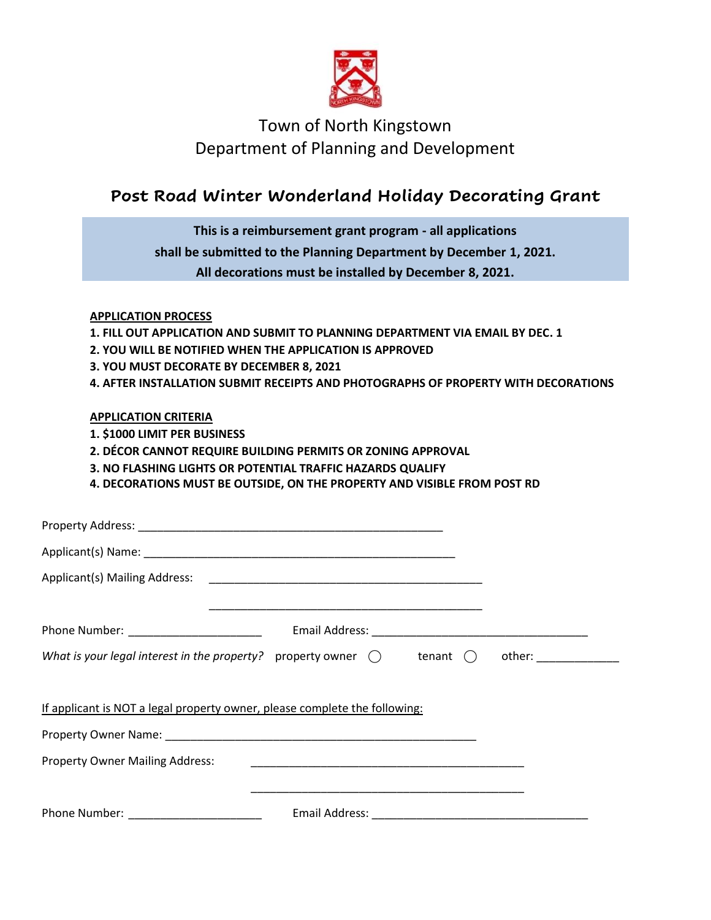Town of North Kingstown
Department of Planning and Development

# Post Road Winter Wonderland Holiday Decorating Grant

**This is a reimbursement grant program - all applications shall be submitted to the Planning Department by December 1, 2021. All decorations must be installed by December 8, 2021.**

**APPLICATION PROCESS**

1. **FILL OUT APPLICATION AND SUBMIT TO PLANNING DEPARTMENT VIA EMAIL BY DEC. 1**
2. **YOU WILL BE NOTIFIED WHEN THE APPLICATION IS APPROVED**
3. **YOU MUST DECORATE BY DECEMBER 8, 2021**
4. **AFTER INSTALLATION SUBMIT RECEIPTS AND PHOTOGRAPHS OF PROPERTY WITH DECORATIONS**

**APPLICATION CRITERIA**

1. **$1000 LIMIT PER BUSINESS**
2. **DÉCOR CANNOT REQUIRE BUILDING PERMITS OR ZONING APPROVAL**
3. **NO FLASHING LIGHTS OR POTENTIAL TRAFFIC HAZARDS QUALIFY**
4. **DECORATIONS MUST BE OUTSIDE, ON THE PROPERTY AND VISIBLE FROM POST RD**

Property Address: ______________________________________________

Applicant(s) Name: ______________________________________________

Applicant(s) Mailing Address: ______________________________________________

______________________________________________

Phone Number: ____________________ Email Address: ________________________________

*What is your legal interest in the property?* property owner ◯ tenant ◯ other: ____________

If applicant is NOT a legal property owner, please complete the following:

Property Owner Name: ______________________________________________

Property Owner Mailing Address: ______________________________________________

______________________________________________

Phone Number: ____________________ Email Address: ________________________________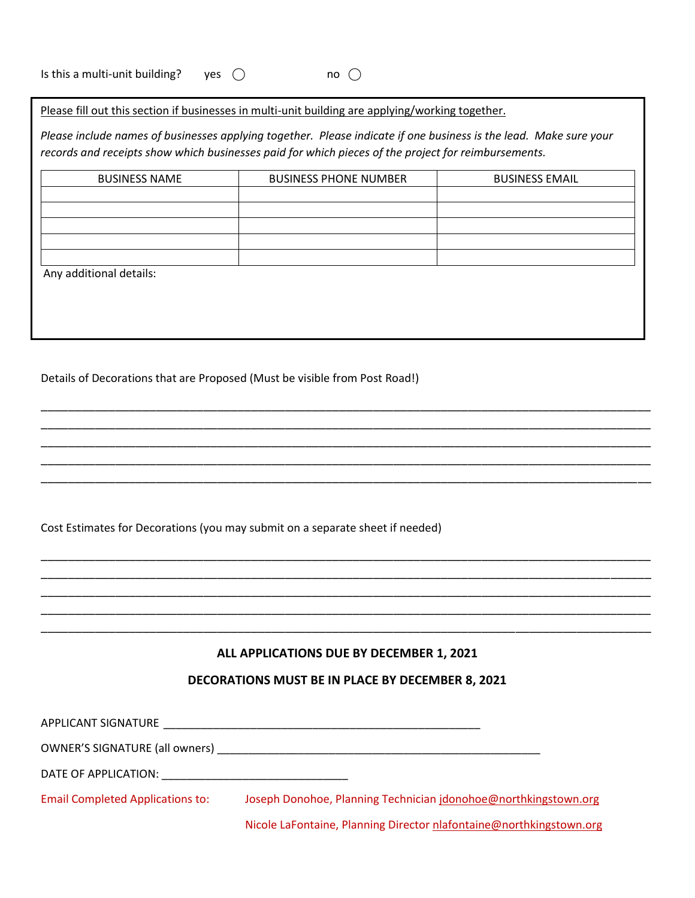Is this a multi-unit building? yes ◯ no ◯

Please fill out this section if businesses in multi-unit building are applying/working together.

*Please include names of businesses applying together. Please indicate if one business is the lead. Make sure your records and receipts show which businesses paid for which pieces of the project for reimbursements.*

| BUSINESS NAME | BUSINESS PHONE NUMBER | BUSINESS EMAIL |
|---|---|---|
| | | |
| | | |
| | | |
| | | |
| | | |

Any additional details:

Details of Decorations that are Proposed (Must be visible from Post Road!)

______________________________________________________________________________

______________________________________________________________________________

______________________________________________________________________________

______________________________________________________________________________

______________________________________________________________________________

Cost Estimates for Decorations (you may submit on a separate sheet if needed)

______________________________________________________________________________

______________________________________________________________________________

______________________________________________________________________________

______________________________________________________________________________

______________________________________________________________________________

**ALL APPLICATIONS DUE BY DECEMBER 1, 2021**

**DECORATIONS MUST BE IN PLACE BY DECEMBER 8, 2021**

APPLICANT SIGNATURE ____________________________________________

OWNER'S SIGNATURE (all owners) ____________________________________________

DATE OF APPLICATION: ____________________________

Email Completed Applications to: Joseph Donohoe, Planning Technician jdonohoe@northkingstown.org

Nicole LaFontaine, Planning Director nlafontaine@northkingstown.org